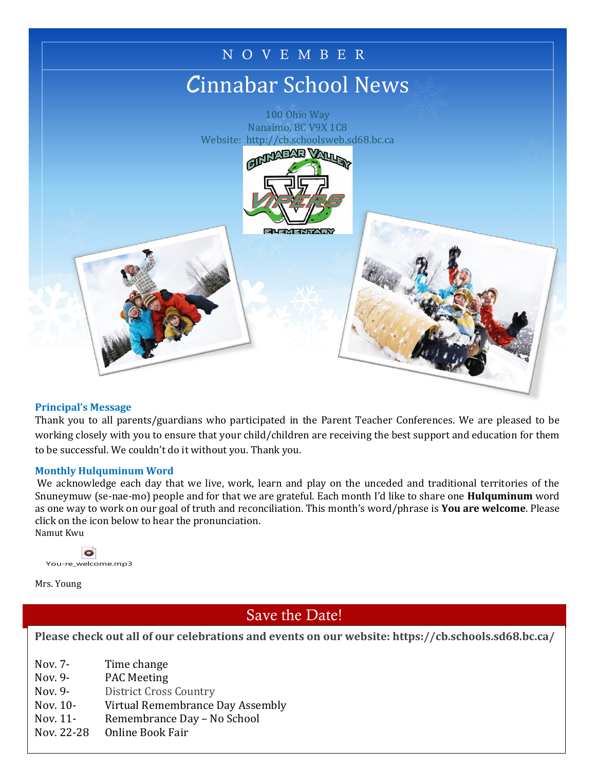NOVEMBER

# Cinnabar School News

100 Ohio Way
Nanaimo, BC V9X 1C8
Website: http://cb.schoolsweb.sd68.bc.ca

### Principal's Message

Thank you to all parents/guardians who participated in the Parent Teacher Conferences. We are pleased to be working closely with you to ensure that your child/children are receiving the best support and education for them to be successful. We couldn't do it without you. Thank you.

### Monthly Hulquminum Word

We acknowledge each day that we live, work, learn and play on the unceded and traditional territories of the Snuneymuw (se-nae-mo) people and for that we are grateful. Each month I'd like to share one **Hulquminum** word as one way to work on our goal of truth and reconciliation. This month's word/phrase is **You are welcome**. Please click on the icon below to hear the pronunciation.
Namut Kwu

You-re_welcome.mp3

Mrs. Young

## Save the Date!

**Please check out all of our celebrations and events on our website: https://cb.schools.sd68.bc.ca/**

| | |
|---|---|
| Nov. 7- | Time change |
| Nov. 9- | PAC Meeting |
| Nov. 9- | District Cross Country |
| Nov. 10- | Virtual Remembrance Day Assembly |
| Nov. 11- | Remembrance Day – No School |
| Nov. 22-28 | Online Book Fair |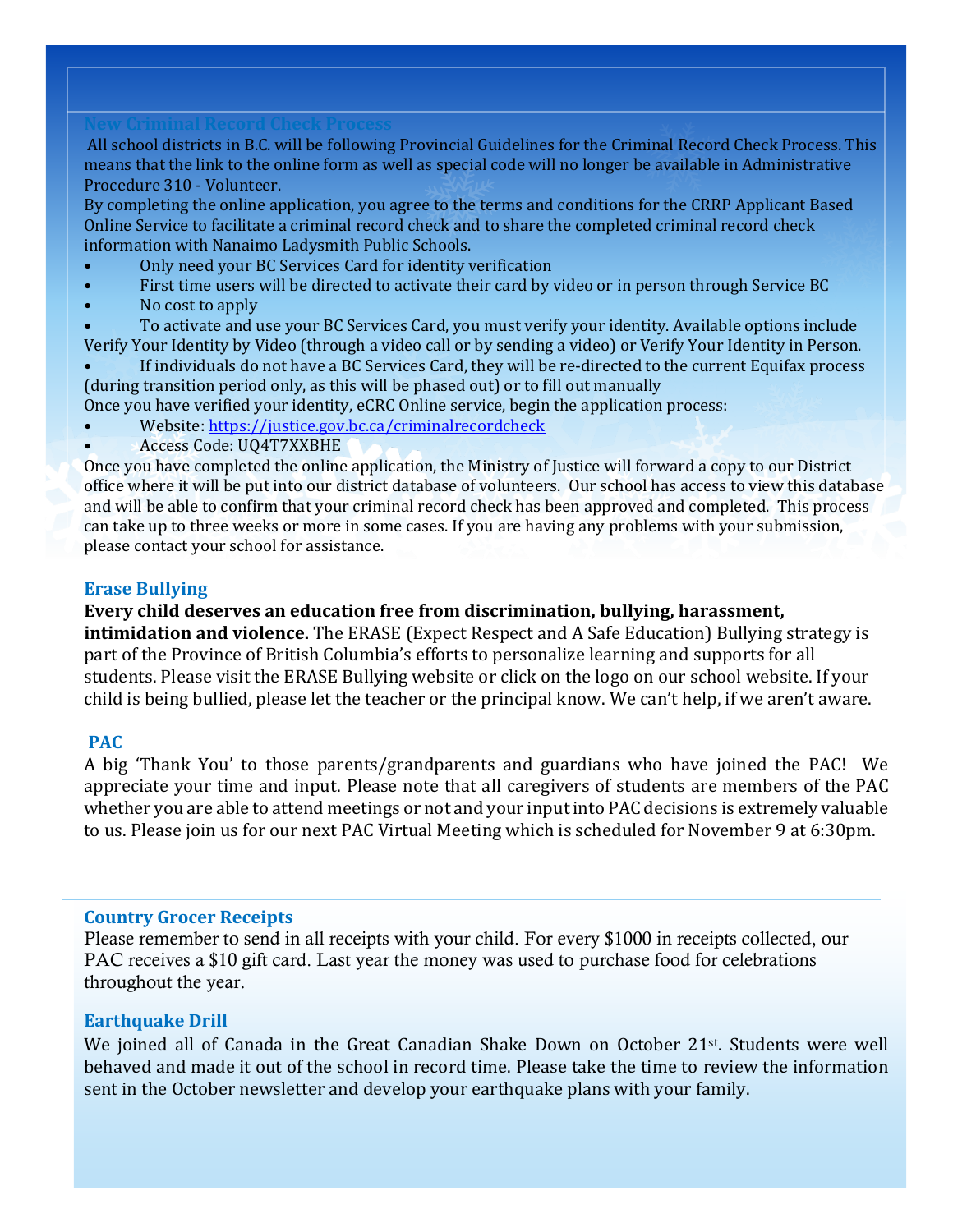## New Criminal Record Check Process

All school districts in B.C. will be following Provincial Guidelines for the Criminal Record Check Process. This means that the link to the online form as well as special code will no longer be available in Administrative Procedure 310 - Volunteer.

By completing the online application, you agree to the terms and conditions for the CRRP Applicant Based Online Service to facilitate a criminal record check and to share the completed criminal record check information with Nanaimo Ladysmith Public Schools.

- Only need your BC Services Card for identity verification
- First time users will be directed to activate their card by video or in person through Service BC
- No cost to apply
- To activate and use your BC Services Card, you must verify your identity. Available options include Verify Your Identity by Video (through a video call or by sending a video) or Verify Your Identity in Person.
- If individuals do not have a BC Services Card, they will be re-directed to the current Equifax process (during transition period only, as this will be phased out) or to fill out manually

Once you have verified your identity, eCRC Online service, begin the application process:

- Website: https://justice.gov.bc.ca/criminalrecordcheck
- Access Code: UQ4T7XXBHE

Once you have completed the online application, the Ministry of Justice will forward a copy to our District office where it will be put into our district database of volunteers. Our school has access to view this database and will be able to confirm that your criminal record check has been approved and completed. This process can take up to three weeks or more in some cases. If you are having any problems with your submission, please contact your school for assistance.

## Erase Bullying

**Every child deserves an education free from discrimination, bullying, harassment, intimidation and violence.** The ERASE (Expect Respect and A Safe Education) Bullying strategy is part of the Province of British Columbia's efforts to personalize learning and supports for all students. Please visit the ERASE Bullying website or click on the logo on our school website. If your child is being bullied, please let the teacher or the principal know. We can't help, if we aren't aware.

## PAC

A big 'Thank You' to those parents/grandparents and guardians who have joined the PAC! We appreciate your time and input. Please note that all caregivers of students are members of the PAC whether you are able to attend meetings or not and your input into PAC decisions is extremely valuable to us. Please join us for our next PAC Virtual Meeting which is scheduled for November 9 at 6:30pm.

## Country Grocer Receipts

Please remember to send in all receipts with your child. For every $1000 in receipts collected, our PAC receives a $10 gift card. Last year the money was used to purchase food for celebrations throughout the year.

## Earthquake Drill

We joined all of Canada in the Great Canadian Shake Down on October 21st. Students were well behaved and made it out of the school in record time. Please take the time to review the information sent in the October newsletter and develop your earthquake plans with your family.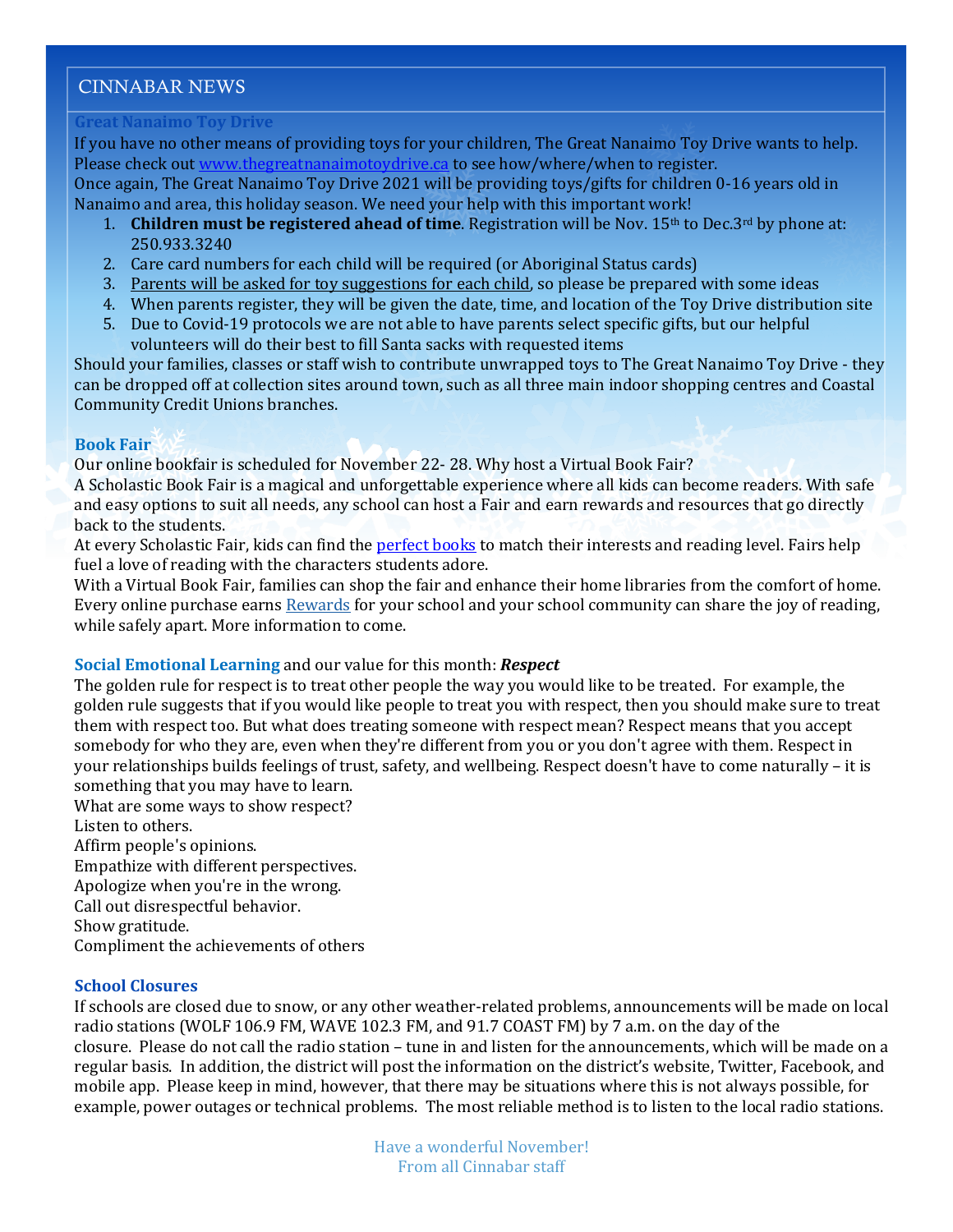# CINNABAR NEWS

### Great Nanaimo Toy Drive

If you have no other means of providing toys for your children, The Great Nanaimo Toy Drive wants to help. Please check out [www.thegreatnanaimotoydrive.ca](www.thegreatnanaimotoydrive.ca) to see how/where/when to register.

Once again, The Great Nanaimo Toy Drive 2021 will be providing toys/gifts for children 0-16 years old in Nanaimo and area, this holiday season. We need your help with this important work!

1. **Children must be registered ahead of time**. Registration will be Nov. 15th to Dec.3rd by phone at: 250.933.3240
2. Care card numbers for each child will be required (or Aboriginal Status cards)
3. Parents will be asked for toy suggestions for each child, so please be prepared with some ideas
4. When parents register, they will be given the date, time, and location of the Toy Drive distribution site
5. Due to Covid-19 protocols we are not able to have parents select specific gifts, but our helpful volunteers will do their best to fill Santa sacks with requested items

Should your families, classes or staff wish to contribute unwrapped toys to The Great Nanaimo Toy Drive - they can be dropped off at collection sites around town, such as all three main indoor shopping centres and Coastal Community Credit Unions branches.

### Book Fair

Our online bookfair is scheduled for November 22- 28. Why host a Virtual Book Fair?

A Scholastic Book Fair is a magical and unforgettable experience where all kids can become readers. With safe and easy options to suit all needs, any school can host a Fair and earn rewards and resources that go directly back to the students.

At every Scholastic Fair, kids can find the perfect books to match their interests and reading level. Fairs help fuel a love of reading with the characters students adore.

With a Virtual Book Fair, families can shop the fair and enhance their home libraries from the comfort of home. Every online purchase earns Rewards for your school and your school community can share the joy of reading, while safely apart. More information to come.

### Social Emotional Learning and our value for this month: ***Respect***

The golden rule for respect is to treat other people the way you would like to be treated. For example, the golden rule suggests that if you would like people to treat you with respect, then you should make sure to treat them with respect too. But what does treating someone with respect mean? Respect means that you accept somebody for who they are, even when they're different from you or you don't agree with them. Respect in your relationships builds feelings of trust, safety, and wellbeing. Respect doesn't have to come naturally – it is something that you may have to learn.

What are some ways to show respect?

Listen to others.

Affirm people's opinions.

Empathize with different perspectives.

Apologize when you're in the wrong.

Call out disrespectful behavior.

Show gratitude.

Compliment the achievements of others

### School Closures

If schools are closed due to snow, or any other weather-related problems, announcements will be made on local radio stations (WOLF 106.9 FM, WAVE 102.3 FM, and 91.7 COAST FM) by 7 a.m. on the day of the closure. Please do not call the radio station – tune in and listen for the announcements, which will be made on a regular basis. In addition, the district will post the information on the district's website, Twitter, Facebook, and mobile app. Please keep in mind, however, that there may be situations where this is not always possible, for example, power outages or technical problems. The most reliable method is to listen to the local radio stations.

Have a wonderful November!
From all Cinnabar staff